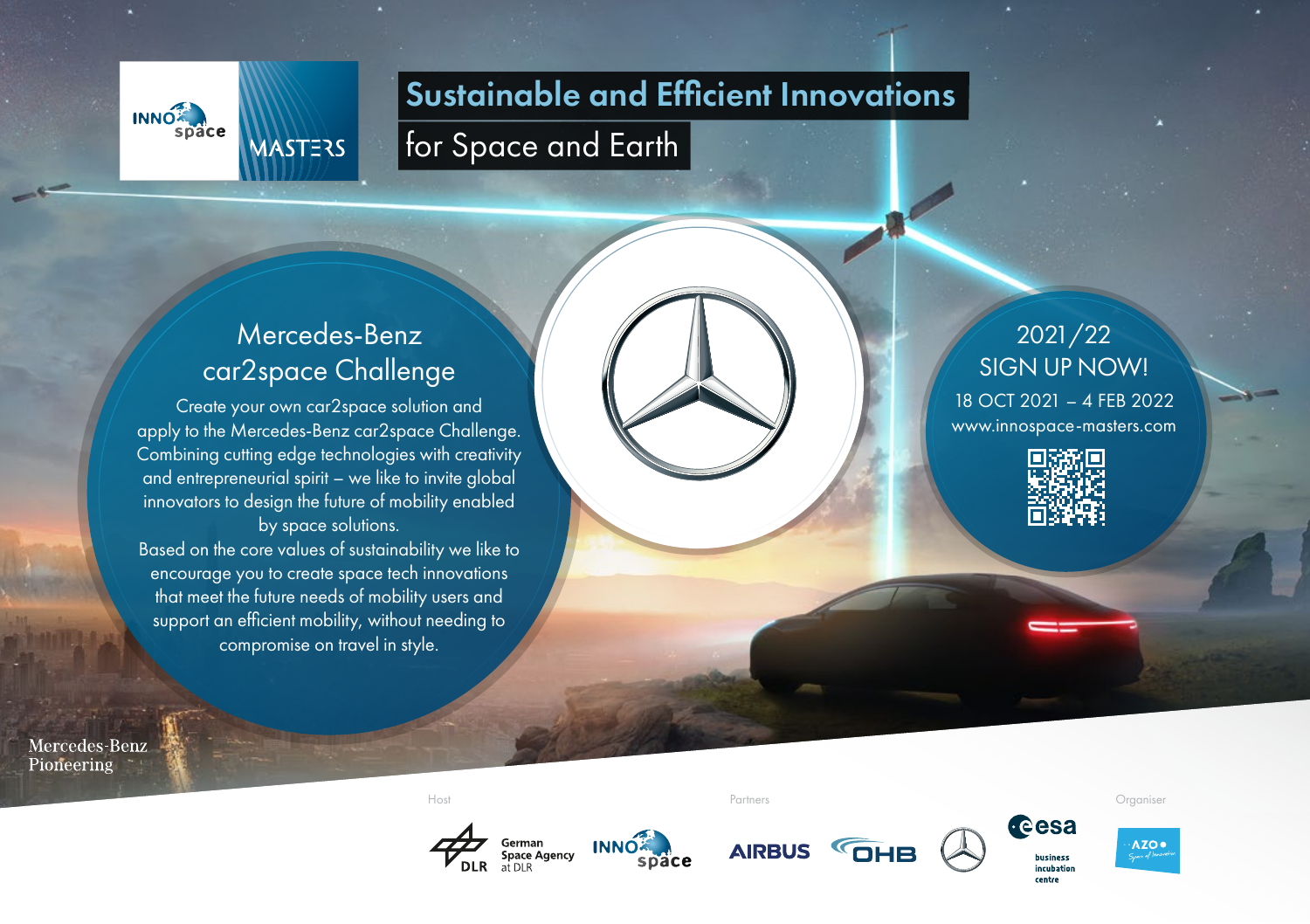INNOspace MASTERS

# Sustainable and Efficient Innovations for Space and Earth

## Mercedes-Benz car2space Challenge

Create your own car2space solution and apply to the Mercedes-Benz car2space Challenge. Combining cutting edge technologies with creativity and entrepreneurial spirit – we like to invite global innovators to design the future of mobility enabled by space solutions.

Based on the core values of sustainability we like to encourage you to create space tech innovations that meet the future needs of mobility users and support an efficient mobility, without needing to compromise on travel in style.

## 2021/22 SIGN UP NOW!

18 OCT 2021 – 4 FEB 2022

www.innospace-masters.com

Mercedes-Benz Pioneering

Host: German Space Agency at DLR, INNOspace

Partners: AIRBUS, OHB, Mercedes-Benz, esa business incubation centre

Organiser: AZO Space of Innovation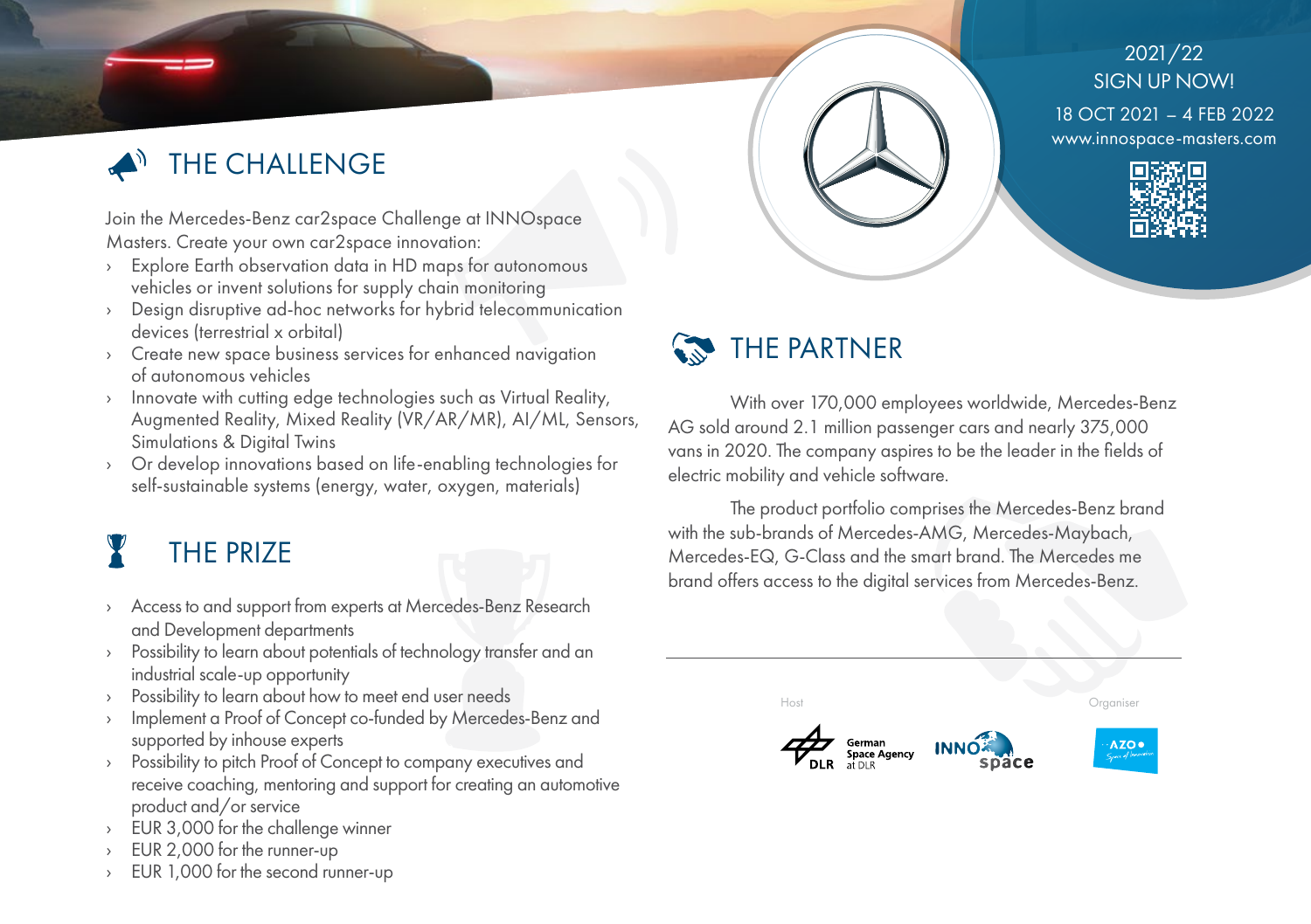2021/22
SIGN UP NOW!

18 OCT 2021 – 4 FEB 2022
www.innospace-masters.com

## THE CHALLENGE

Join the Mercedes-Benz car2space Challenge at INNOspace Masters. Create your own car2space innovation:

- Explore Earth observation data in HD maps for autonomous vehicles or invent solutions for supply chain monitoring
- Design disruptive ad-hoc networks for hybrid telecommunication devices (terrestrial x orbital)
- Create new space business services for enhanced navigation of autonomous vehicles
- Innovate with cutting edge technologies such as Virtual Reality, Augmented Reality, Mixed Reality (VR/AR/MR), AI/ML, Sensors, Simulations & Digital Twins
- Or develop innovations based on life-enabling technologies for self-sustainable systems (energy, water, oxygen, materials)

## THE PRIZE

- Access to and support from experts at Mercedes-Benz Research and Development departments
- Possibility to learn about potentials of technology transfer and an industrial scale-up opportunity
- Possibility to learn about how to meet end user needs
- Implement a Proof of Concept co-funded by Mercedes-Benz and supported by inhouse experts
- Possibility to pitch Proof of Concept to company executives and receive coaching, mentoring and support for creating an automotive product and/or service
- EUR 3,000 for the challenge winner
- EUR 2,000 for the runner-up
- EUR 1,000 for the second runner-up

## THE PARTNER

With over 170,000 employees worldwide, Mercedes-Benz AG sold around 2.1 million passenger cars and nearly 375,000 vans in 2020. The company aspires to be the leader in the fields of electric mobility and vehicle software.

The product portfolio comprises the Mercedes-Benz brand with the sub-brands of Mercedes-AMG, Mercedes-Maybach, Mercedes-EQ, G-Class and the smart brand. The Mercedes me brand offers access to the digital services from Mercedes-Benz.

Host

DLR German Space Agency at DLR

INNOspace

Organiser

AZO